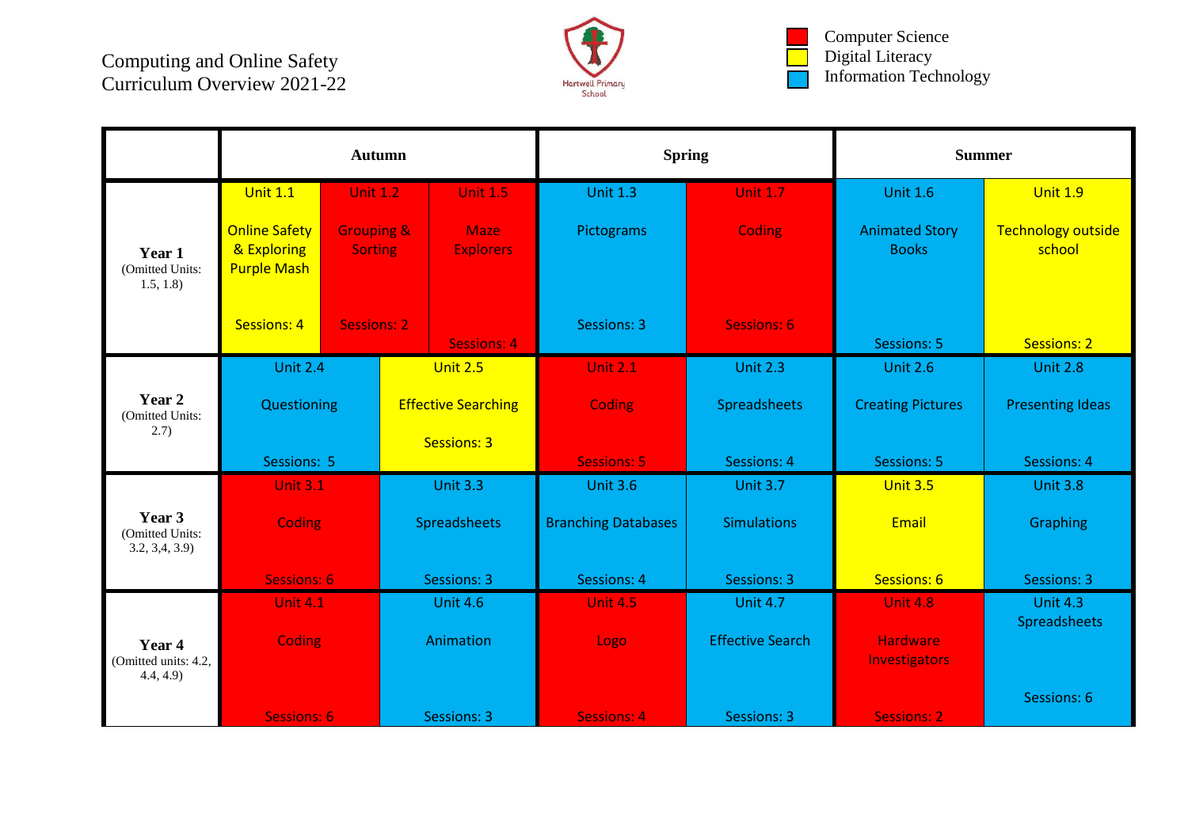# Computing and Online Safety
# Curriculum Overview 2021-22

Hartwell Primary School

- Computer Science (red)
- Digital Literacy (yellow)
- Information Technology (blue)

| | Autumn | | | Spring | | Summer | |
|---|---|---|---|---|---|---|---|
| **Year 1** (Omitted Units: 1.5, 1.8) | Unit 1.1 Online Safety & Exploring Purple Mash Sessions: 4 | Unit 1.2 Grouping & Sorting Sessions: 2 | Unit 1.5 Maze Explorers Sessions: 4 | Unit 1.3 Pictograms Sessions: 3 | Unit 1.7 Coding Sessions: 6 | Unit 1.6 Animated Story Books Sessions: 5 | Unit 1.9 Technology outside school Sessions: 2 |
| **Year 2** (Omitted Units: 2.7) | Unit 2.4 Questioning Sessions: 5 | | Unit 2.5 Effective Searching Sessions: 3 | Unit 2.1 Coding Sessions: 5 | Unit 2.3 Spreadsheets Sessions: 4 | Unit 2.6 Creating Pictures Sessions: 5 | Unit 2.8 Presenting Ideas Sessions: 4 |
| **Year 3** (Omitted Units: 3.2, 3,4, 3.9) | Unit 3.1 Coding Sessions: 6 | | Unit 3.3 Spreadsheets Sessions: 3 | Unit 3.6 Branching Databases Sessions: 4 | Unit 3.7 Simulations Sessions: 3 | Unit 3.5 Email Sessions: 6 | Unit 3.8 Graphing Sessions: 3 |
| **Year 4** (Omitted units: 4.2, 4.4, 4.9) | Unit 4.1 Coding Sessions: 6 | | Unit 4.6 Animation Sessions: 3 | Unit 4.5 Logo Sessions: 4 | Unit 4.7 Effective Search Sessions: 3 | Unit 4.8 Hardware Investigators Sessions: 2 | Unit 4.3 Spreadsheets Sessions: 6 |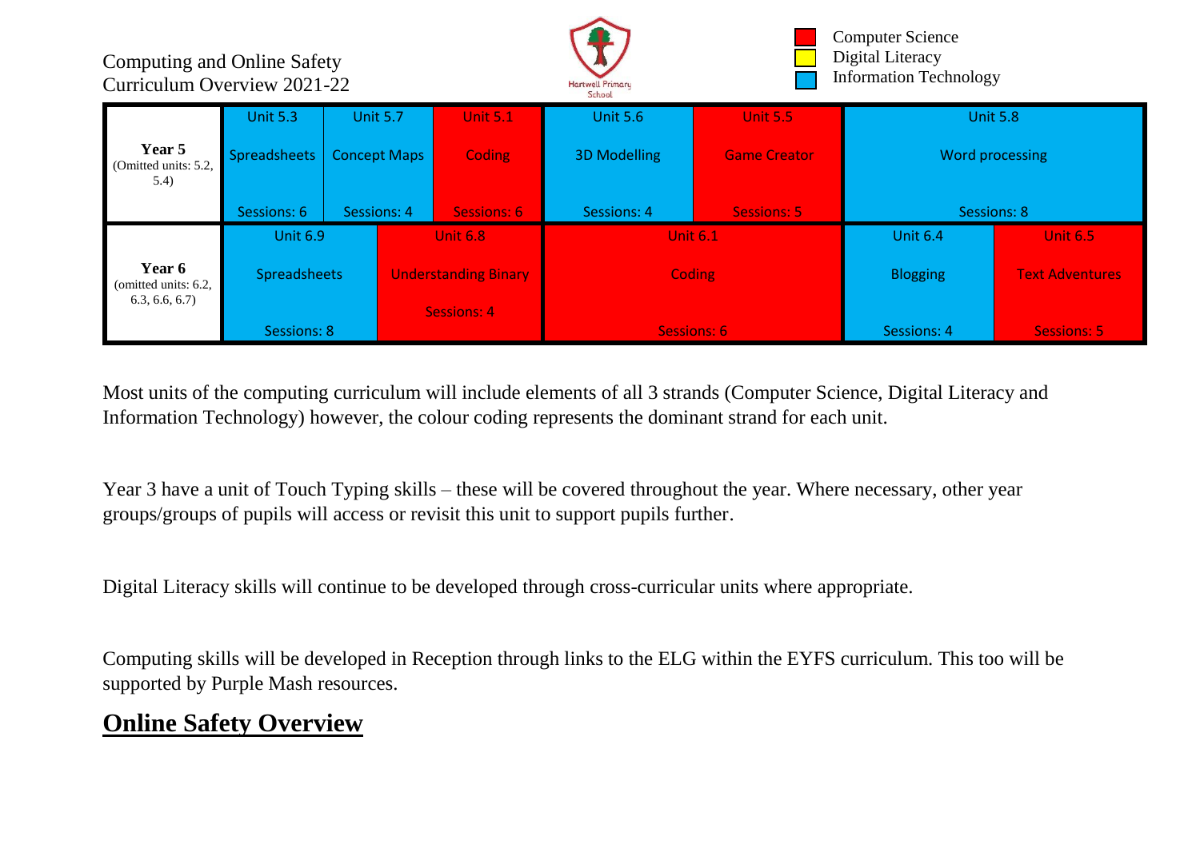Computing and Online Safety
Curriculum Overview 2021-22

Hartwell Primary School

Computer Science
Digital Literacy
Information Technology

| | | | | | | |
|---|---|---|---|---|---|---|
| **Year 5** (Omitted units: 5.2, 5.4) | Unit 5.3 Spreadsheets Sessions: 6 | Unit 5.7 Concept Maps Sessions: 4 | Unit 5.1 Coding Sessions: 6 | Unit 5.6 3D Modelling Sessions: 4 | Unit 5.5 Game Creator Sessions: 5 | Unit 5.8 Word processing Sessions: 8 |
| **Year 6** (omitted units: 6.2, 6.3, 6.6, 6.7) | Unit 6.9 Spreadsheets Sessions: 8 | Unit 6.8 Understanding Binary Sessions: 4 | | Unit 6.1 Coding Sessions: 6 | Unit 6.4 Blogging Sessions: 4 | Unit 6.5 Text Adventures Sessions: 5 |

Most units of the computing curriculum will include elements of all 3 strands (Computer Science, Digital Literacy and Information Technology) however, the colour coding represents the dominant strand for each unit.

Year 3 have a unit of Touch Typing skills – these will be covered throughout the year. Where necessary, other year groups/groups of pupils will access or revisit this unit to support pupils further.

Digital Literacy skills will continue to be developed through cross-curricular units where appropriate.

Computing skills will be developed in Reception through links to the ELG within the EYFS curriculum. This too will be supported by Purple Mash resources.

## Online Safety Overview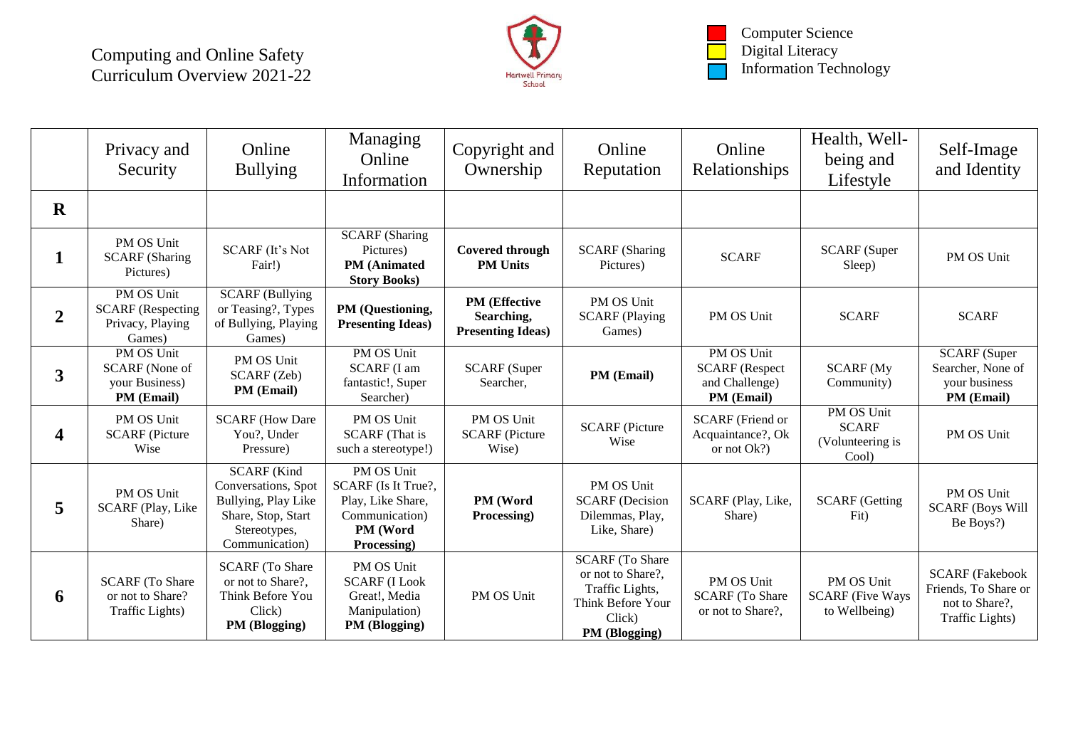# Computing and Online Safety Curriculum Overview 2021-22

Hartwell Primary School

Computer Science
Digital Literacy
Information Technology

| | Privacy and Security | Online Bullying | Managing Online Information | Copyright and Ownership | Online Reputation | Online Relationships | Health, Well-being and Lifestyle | Self-Image and Identity |
|---|---|---|---|---|---|---|---|---|
| **R** | | | | | | | | |
| **1** | PM OS Unit SCARF (Sharing Pictures) | SCARF (It's Not Fair!) | SCARF (Sharing Pictures) **PM (Animated Story Books)** | **Covered through PM Units** | SCARF (Sharing Pictures) | SCARF | SCARF (Super Sleep) | PM OS Unit |
| **2** | PM OS Unit SCARF (Respecting Privacy, Playing Games) | SCARF (Bullying or Teasing?, Types of Bullying, Playing Games) | **PM (Questioning, Presenting Ideas)** | **PM (Effective Searching, Presenting Ideas)** | PM OS Unit SCARF (Playing Games) | PM OS Unit | SCARF | SCARF |
| **3** | PM OS Unit SCARF (None of your Business) **PM (Email)** | PM OS Unit SCARF (Zeb) **PM (Email)** | PM OS Unit SCARF (I am fantastic!, Super Searcher) | SCARF (Super Searcher, | **PM (Email)** | PM OS Unit SCARF (Respect and Challenge) **PM (Email)** | SCARF (My Community) | SCARF (Super Searcher, None of your business **PM (Email)** |
| **4** | PM OS Unit SCARF (Picture Wise | SCARF (How Dare You?, Under Pressure) | PM OS Unit SCARF (That is such a stereotype!) | PM OS Unit SCARF (Picture Wise) | SCARF (Picture Wise | SCARF (Friend or Acquaintance?, Ok or not Ok?) | PM OS Unit SCARF (Volunteering is Cool) | PM OS Unit |
| **5** | PM OS Unit SCARF (Play, Like Share) | SCARF (Kind Conversations, Spot Bullying, Play Like Share, Stop, Start Stereotypes, Communication) | PM OS Unit SCARF (Is It True?, Play, Like Share, Communication) **PM (Word Processing)** | **PM (Word Processing)** | PM OS Unit SCARF (Decision Dilemmas, Play, Like, Share) | SCARF (Play, Like, Share) | SCARF (Getting Fit) | PM OS Unit SCARF (Boys Will Be Boys?) |
| **6** | SCARF (To Share or not to Share? Traffic Lights) | SCARF (To Share or not to Share?, Think Before You Click) **PM (Blogging)** | PM OS Unit SCARF (I Look Great!, Media Manipulation) **PM (Blogging)** | PM OS Unit | SCARF (To Share or not to Share?, Traffic Lights, Think Before Your Click) **PM (Blogging)** | PM OS Unit SCARF (To Share or not to Share?, | PM OS Unit SCARF (Five Ways to Wellbeing) | SCARF (Fakebook Friends, To Share or not to Share?, Traffic Lights) |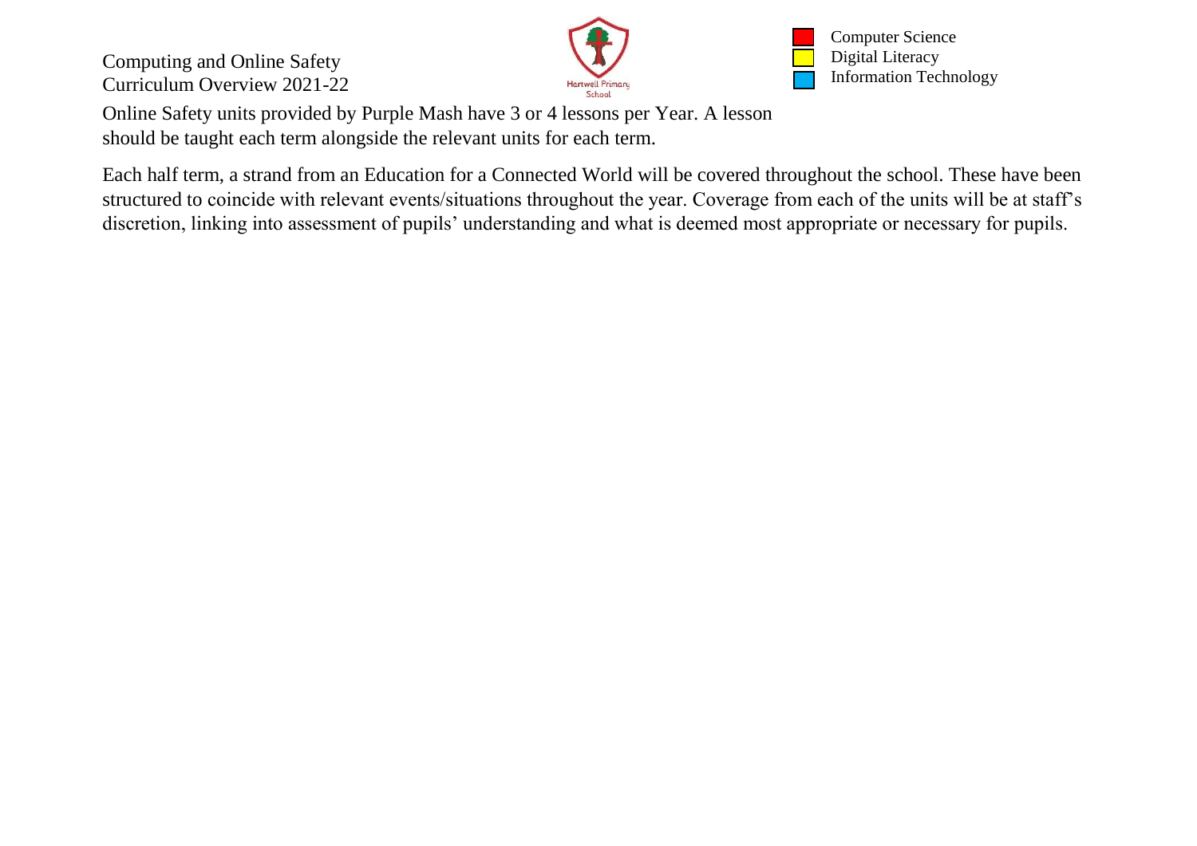Computing and Online Safety
Curriculum Overview 2021-22

Computer Science
Digital Literacy
Information Technology

Online Safety units provided by Purple Mash have 3 or 4 lessons per Year. A lesson should be taught each term alongside the relevant units for each term.

Each half term, a strand from an Education for a Connected World will be covered throughout the school. These have been structured to coincide with relevant events/situations throughout the year. Coverage from each of the units will be at staff's discretion, linking into assessment of pupils' understanding and what is deemed most appropriate or necessary for pupils.